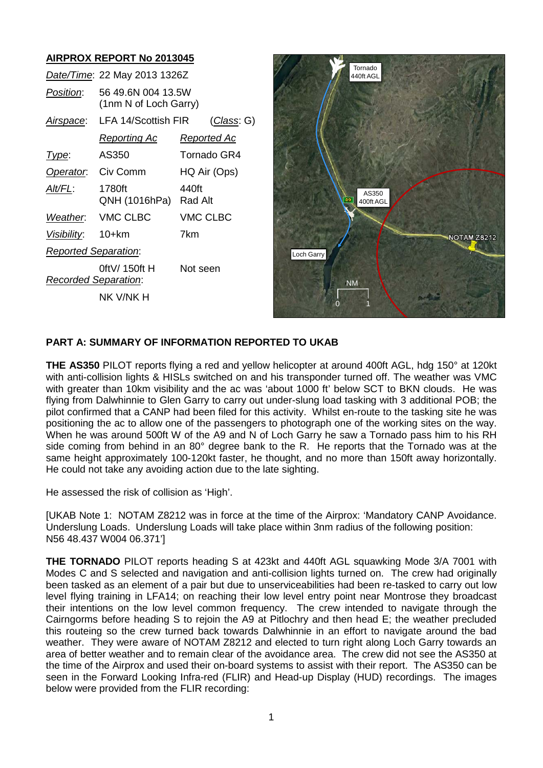## AIRPROX REPORT No 2013045

| | | |
|---|---|---|
| *Date/Time*: | 22 May 2013 1326Z | |
| *Position*: | 56 49.6N 004 13.5W (1nm N of Loch Garry) | |
| *Airspace*: | LFA 14/Scottish FIR | (*Class*: G) |
| | *Reporting Ac* | *Reported Ac* |
| *Type*: | AS350 | Tornado GR4 |
| *Operator*: | Civ Comm | HQ Air (Ops) |
| *Alt/FL*: | 1780ft QNH (1016hPa) | 440ft Rad Alt |
| *Weather*: | VMC CLBC | VMC CLBC |
| *Visibility*: | 10+km | 7km |
| *Reported Separation*: | | |
| | 0ftV/ 150ft H | Not seen |
| *Recorded Separation*: | | |
| | NK V/NK H | |

### PART A: SUMMARY OF INFORMATION REPORTED TO UKAB

**THE AS350** PILOT reports flying a red and yellow helicopter at around 400ft AGL, hdg 150° at 120kt with anti-collision lights & HISLs switched on and his transponder turned off. The weather was VMC with greater than 10km visibility and the ac was 'about 1000 ft' below SCT to BKN clouds. He was flying from Dalwhinnie to Glen Garry to carry out under-slung load tasking with 3 additional POB; the pilot confirmed that a CANP had been filed for this activity. Whilst en-route to the tasking site he was positioning the ac to allow one of the passengers to photograph one of the working sites on the way. When he was around 500ft W of the A9 and N of Loch Garry he saw a Tornado pass him to his RH side coming from behind in an 80° degree bank to the R. He reports that the Tornado was at the same height approximately 100-120kt faster, he thought, and no more than 150ft away horizontally. He could not take any avoiding action due to the late sighting.

He assessed the risk of collision as 'High'.

[UKAB Note 1: NOTAM Z8212 was in force at the time of the Airprox: 'Mandatory CANP Avoidance. Underslung Loads. Underslung Loads will take place within 3nm radius of the following position: N56 48.437 W004 06.371']

**THE TORNADO** PILOT reports heading S at 423kt and 440ft AGL squawking Mode 3/A 7001 with Modes C and S selected and navigation and anti-collision lights turned on. The crew had originally been tasked as an element of a pair but due to unserviceabilities had been re-tasked to carry out low level flying training in LFA14; on reaching their low level entry point near Montrose they broadcast their intentions on the low level common frequency. The crew intended to navigate through the Cairngorms before heading S to rejoin the A9 at Pitlochry and then head E; the weather precluded this routeing so the crew turned back towards Dalwhinnie in an effort to navigate around the bad weather. They were aware of NOTAM Z8212 and elected to turn right along Loch Garry towards an area of better weather and to remain clear of the avoidance area. The crew did not see the AS350 at the time of the Airprox and used their on-board systems to assist with their report. The AS350 can be seen in the Forward Looking Infra-red (FLIR) and Head-up Display (HUD) recordings. The images below were provided from the FLIR recording: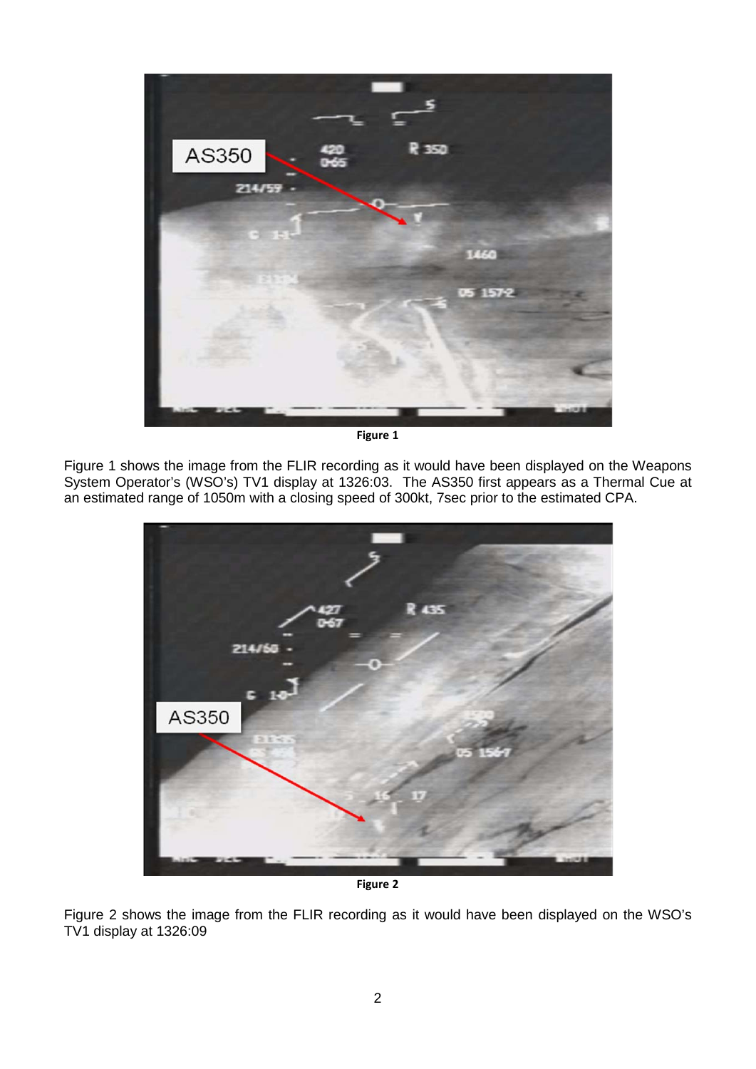**Figure 1**

Figure 1 shows the image from the FLIR recording as it would have been displayed on the Weapons System Operator's (WSO's) TV1 display at 1326:03. The AS350 first appears as a Thermal Cue at an estimated range of 1050m with a closing speed of 300kt, 7sec prior to the estimated CPA.

**Figure 2**

Figure 2 shows the image from the FLIR recording as it would have been displayed on the WSO's TV1 display at 1326:09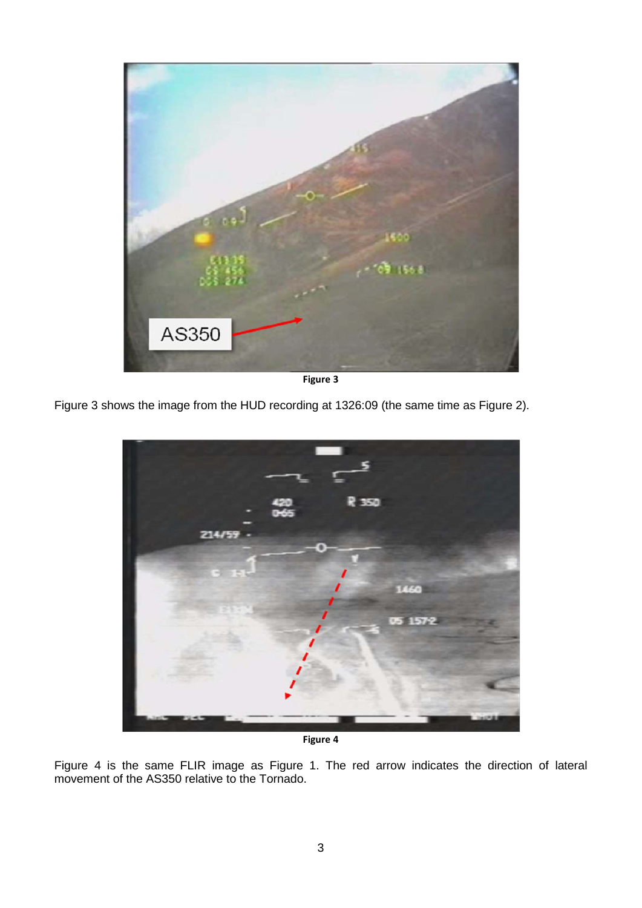Figure 3

Figure 3 shows the image from the HUD recording at 1326:09 (the same time as Figure 2).

Figure 4

Figure 4 is the same FLIR image as Figure 1. The red arrow indicates the direction of lateral movement of the AS350 relative to the Tornado.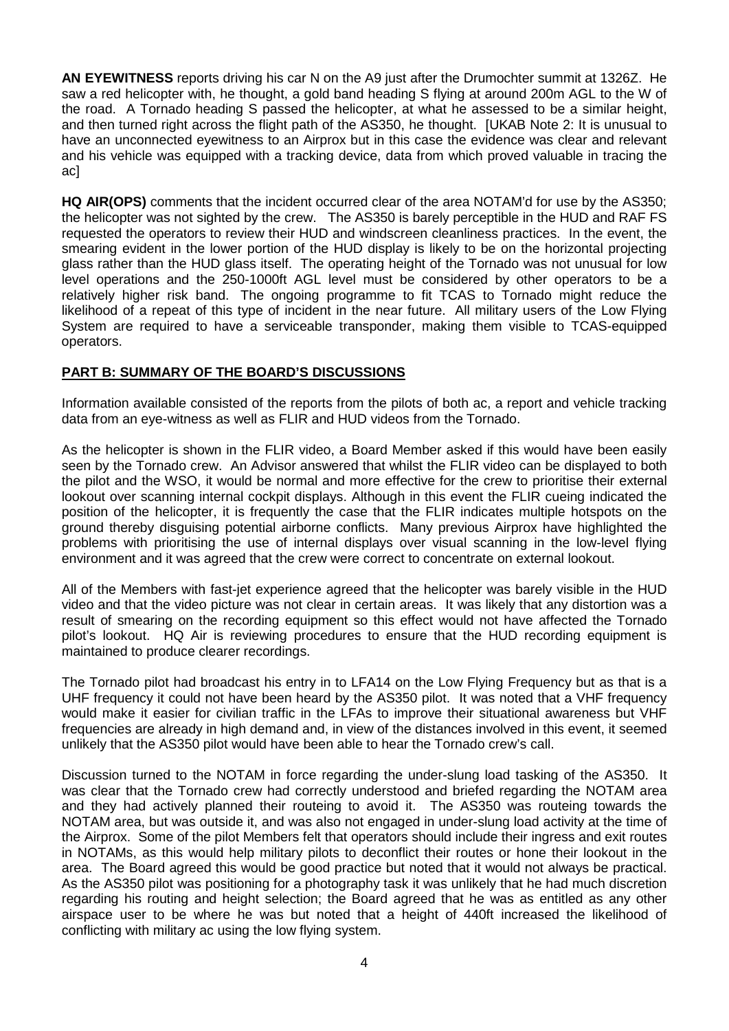**AN EYEWITNESS** reports driving his car N on the A9 just after the Drumochter summit at 1326Z. He saw a red helicopter with, he thought, a gold band heading S flying at around 200m AGL to the W of the road. A Tornado heading S passed the helicopter, at what he assessed to be a similar height, and then turned right across the flight path of the AS350, he thought. [UKAB Note 2: It is unusual to have an unconnected eyewitness to an Airprox but in this case the evidence was clear and relevant and his vehicle was equipped with a tracking device, data from which proved valuable in tracing the ac]

**HQ AIR(OPS)** comments that the incident occurred clear of the area NOTAM'd for use by the AS350; the helicopter was not sighted by the crew. The AS350 is barely perceptible in the HUD and RAF FS requested the operators to review their HUD and windscreen cleanliness practices. In the event, the smearing evident in the lower portion of the HUD display is likely to be on the horizontal projecting glass rather than the HUD glass itself. The operating height of the Tornado was not unusual for low level operations and the 250-1000ft AGL level must be considered by other operators to be a relatively higher risk band. The ongoing programme to fit TCAS to Tornado might reduce the likelihood of a repeat of this type of incident in the near future. All military users of the Low Flying System are required to have a serviceable transponder, making them visible to TCAS-equipped operators.

## PART B: SUMMARY OF THE BOARD'S DISCUSSIONS

Information available consisted of the reports from the pilots of both ac, a report and vehicle tracking data from an eye-witness as well as FLIR and HUD videos from the Tornado.

As the helicopter is shown in the FLIR video, a Board Member asked if this would have been easily seen by the Tornado crew. An Advisor answered that whilst the FLIR video can be displayed to both the pilot and the WSO, it would be normal and more effective for the crew to prioritise their external lookout over scanning internal cockpit displays. Although in this event the FLIR cueing indicated the position of the helicopter, it is frequently the case that the FLIR indicates multiple hotspots on the ground thereby disguising potential airborne conflicts. Many previous Airprox have highlighted the problems with prioritising the use of internal displays over visual scanning in the low-level flying environment and it was agreed that the crew were correct to concentrate on external lookout.

All of the Members with fast-jet experience agreed that the helicopter was barely visible in the HUD video and that the video picture was not clear in certain areas. It was likely that any distortion was a result of smearing on the recording equipment so this effect would not have affected the Tornado pilot's lookout. HQ Air is reviewing procedures to ensure that the HUD recording equipment is maintained to produce clearer recordings.

The Tornado pilot had broadcast his entry in to LFA14 on the Low Flying Frequency but as that is a UHF frequency it could not have been heard by the AS350 pilot. It was noted that a VHF frequency would make it easier for civilian traffic in the LFAs to improve their situational awareness but VHF frequencies are already in high demand and, in view of the distances involved in this event, it seemed unlikely that the AS350 pilot would have been able to hear the Tornado crew's call.

Discussion turned to the NOTAM in force regarding the under-slung load tasking of the AS350. It was clear that the Tornado crew had correctly understood and briefed regarding the NOTAM area and they had actively planned their routeing to avoid it. The AS350 was routeing towards the NOTAM area, but was outside it, and was also not engaged in under-slung load activity at the time of the Airprox. Some of the pilot Members felt that operators should include their ingress and exit routes in NOTAMs, as this would help military pilots to deconflict their routes or hone their lookout in the area. The Board agreed this would be good practice but noted that it would not always be practical. As the AS350 pilot was positioning for a photography task it was unlikely that he had much discretion regarding his routing and height selection; the Board agreed that he was as entitled as any other airspace user to be where he was but noted that a height of 440ft increased the likelihood of conflicting with military ac using the low flying system.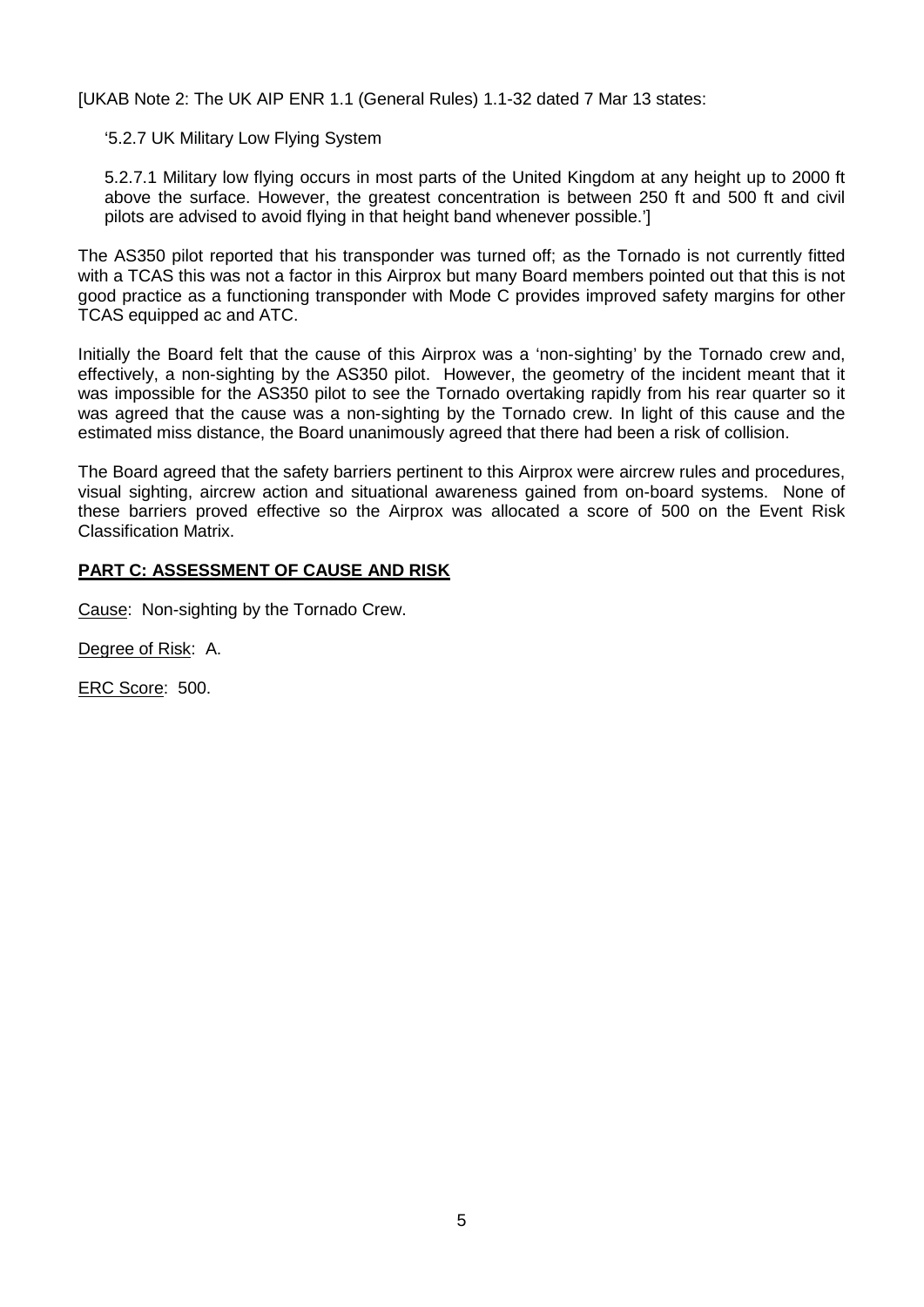[UKAB Note 2: The UK AIP ENR 1.1 (General Rules) 1.1-32 dated 7 Mar 13 states:

'5.2.7 UK Military Low Flying System

5.2.7.1 Military low flying occurs in most parts of the United Kingdom at any height up to 2000 ft above the surface. However, the greatest concentration is between 250 ft and 500 ft and civil pilots are advised to avoid flying in that height band whenever possible.']

The AS350 pilot reported that his transponder was turned off; as the Tornado is not currently fitted with a TCAS this was not a factor in this Airprox but many Board members pointed out that this is not good practice as a functioning transponder with Mode C provides improved safety margins for other TCAS equipped ac and ATC.

Initially the Board felt that the cause of this Airprox was a 'non-sighting' by the Tornado crew and, effectively, a non-sighting by the AS350 pilot. However, the geometry of the incident meant that it was impossible for the AS350 pilot to see the Tornado overtaking rapidly from his rear quarter so it was agreed that the cause was a non-sighting by the Tornado crew. In light of this cause and the estimated miss distance, the Board unanimously agreed that there had been a risk of collision.

The Board agreed that the safety barriers pertinent to this Airprox were aircrew rules and procedures, visual sighting, aircrew action and situational awareness gained from on-board systems. None of these barriers proved effective so the Airprox was allocated a score of 500 on the Event Risk Classification Matrix.

## PART C: ASSESSMENT OF CAUSE AND RISK

Cause: Non-sighting by the Tornado Crew.

Degree of Risk: A.

ERC Score: 500.